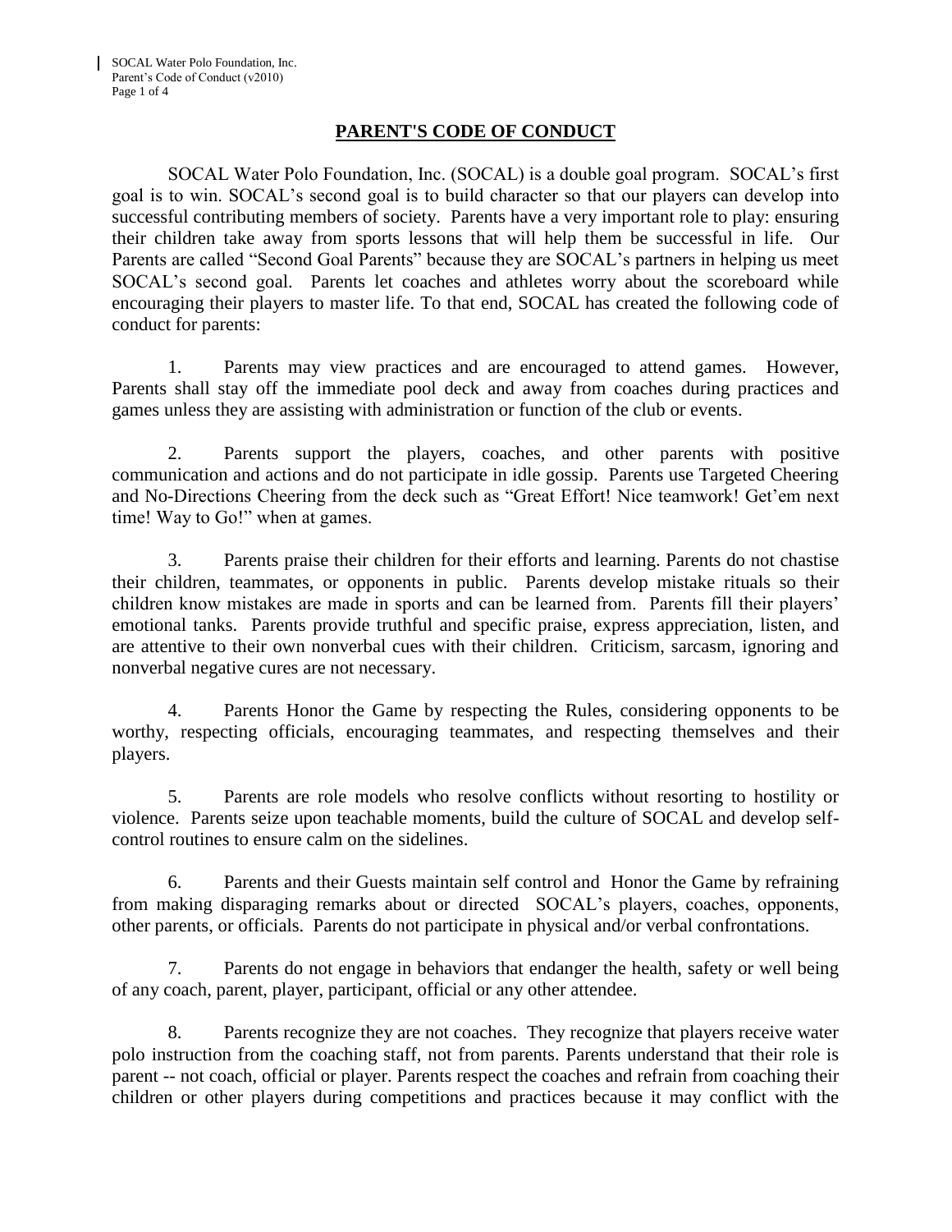# PARENT'S CODE OF CONDUCT

SOCAL Water Polo Foundation, Inc. (SOCAL) is a double goal program. SOCAL's first goal is to win. SOCAL's second goal is to build character so that our players can develop into successful contributing members of society. Parents have a very important role to play: ensuring their children take away from sports lessons that will help them be successful in life. Our Parents are called "Second Goal Parents" because they are SOCAL's partners in helping us meet SOCAL's second goal. Parents let coaches and athletes worry about the scoreboard while encouraging their players to master life. To that end, SOCAL has created the following code of conduct for parents:

1. Parents may view practices and are encouraged to attend games. However, Parents shall stay off the immediate pool deck and away from coaches during practices and games unless they are assisting with administration or function of the club or events.

2. Parents support the players, coaches, and other parents with positive communication and actions and do not participate in idle gossip. Parents use Targeted Cheering and No-Directions Cheering from the deck such as "Great Effort! Nice teamwork! Get'em next time! Way to Go!" when at games.

3. Parents praise their children for their efforts and learning. Parents do not chastise their children, teammates, or opponents in public. Parents develop mistake rituals so their children know mistakes are made in sports and can be learned from. Parents fill their players' emotional tanks. Parents provide truthful and specific praise, express appreciation, listen, and are attentive to their own nonverbal cues with their children. Criticism, sarcasm, ignoring and nonverbal negative cures are not necessary.

4. Parents Honor the Game by respecting the Rules, considering opponents to be worthy, respecting officials, encouraging teammates, and respecting themselves and their players.

5. Parents are role models who resolve conflicts without resorting to hostility or violence. Parents seize upon teachable moments, build the culture of SOCAL and develop self-control routines to ensure calm on the sidelines.

6. Parents and their Guests maintain self control and Honor the Game by refraining from making disparaging remarks about or directed SOCAL's players, coaches, opponents, other parents, or officials. Parents do not participate in physical and/or verbal confrontations.

7. Parents do not engage in behaviors that endanger the health, safety or well being of any coach, parent, player, participant, official or any other attendee.

8. Parents recognize they are not coaches. They recognize that players receive water polo instruction from the coaching staff, not from parents. Parents understand that their role is parent -- not coach, official or player. Parents respect the coaches and refrain from coaching their children or other players during competitions and practices because it may conflict with the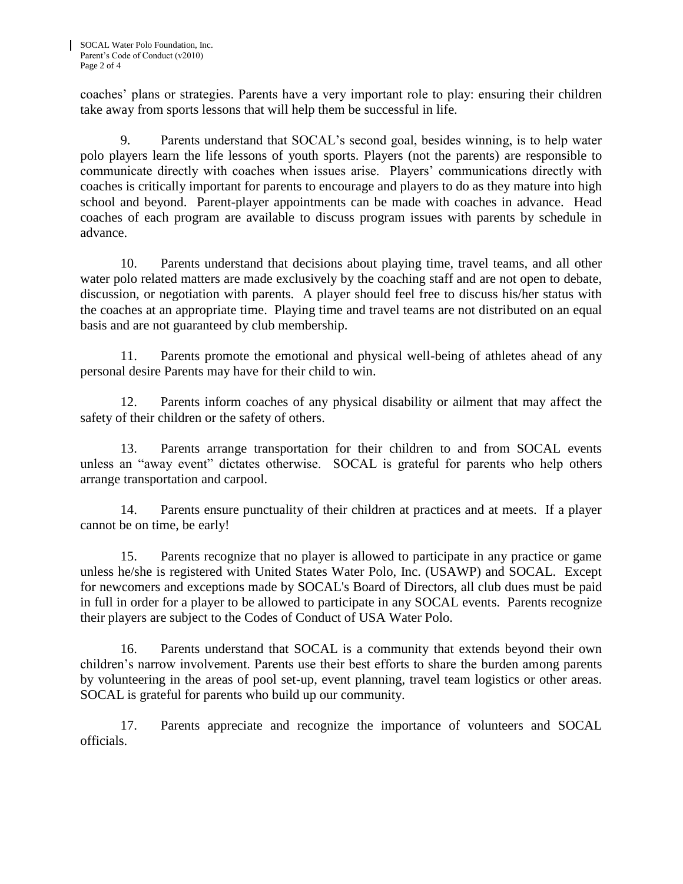coaches' plans or strategies. Parents have a very important role to play: ensuring their children take away from sports lessons that will help them be successful in life.

9. Parents understand that SOCAL's second goal, besides winning, is to help water polo players learn the life lessons of youth sports. Players (not the parents) are responsible to communicate directly with coaches when issues arise. Players' communications directly with coaches is critically important for parents to encourage and players to do as they mature into high school and beyond. Parent-player appointments can be made with coaches in advance. Head coaches of each program are available to discuss program issues with parents by schedule in advance.

10. Parents understand that decisions about playing time, travel teams, and all other water polo related matters are made exclusively by the coaching staff and are not open to debate, discussion, or negotiation with parents. A player should feel free to discuss his/her status with the coaches at an appropriate time. Playing time and travel teams are not distributed on an equal basis and are not guaranteed by club membership.

11. Parents promote the emotional and physical well-being of athletes ahead of any personal desire Parents may have for their child to win.

12. Parents inform coaches of any physical disability or ailment that may affect the safety of their children or the safety of others.

13. Parents arrange transportation for their children to and from SOCAL events unless an "away event" dictates otherwise. SOCAL is grateful for parents who help others arrange transportation and carpool.

14. Parents ensure punctuality of their children at practices and at meets. If a player cannot be on time, be early!

15. Parents recognize that no player is allowed to participate in any practice or game unless he/she is registered with United States Water Polo, Inc. (USAWP) and SOCAL. Except for newcomers and exceptions made by SOCAL's Board of Directors, all club dues must be paid in full in order for a player to be allowed to participate in any SOCAL events. Parents recognize their players are subject to the Codes of Conduct of USA Water Polo.

16. Parents understand that SOCAL is a community that extends beyond their own children's narrow involvement. Parents use their best efforts to share the burden among parents by volunteering in the areas of pool set-up, event planning, travel team logistics or other areas. SOCAL is grateful for parents who build up our community.

17. Parents appreciate and recognize the importance of volunteers and SOCAL officials.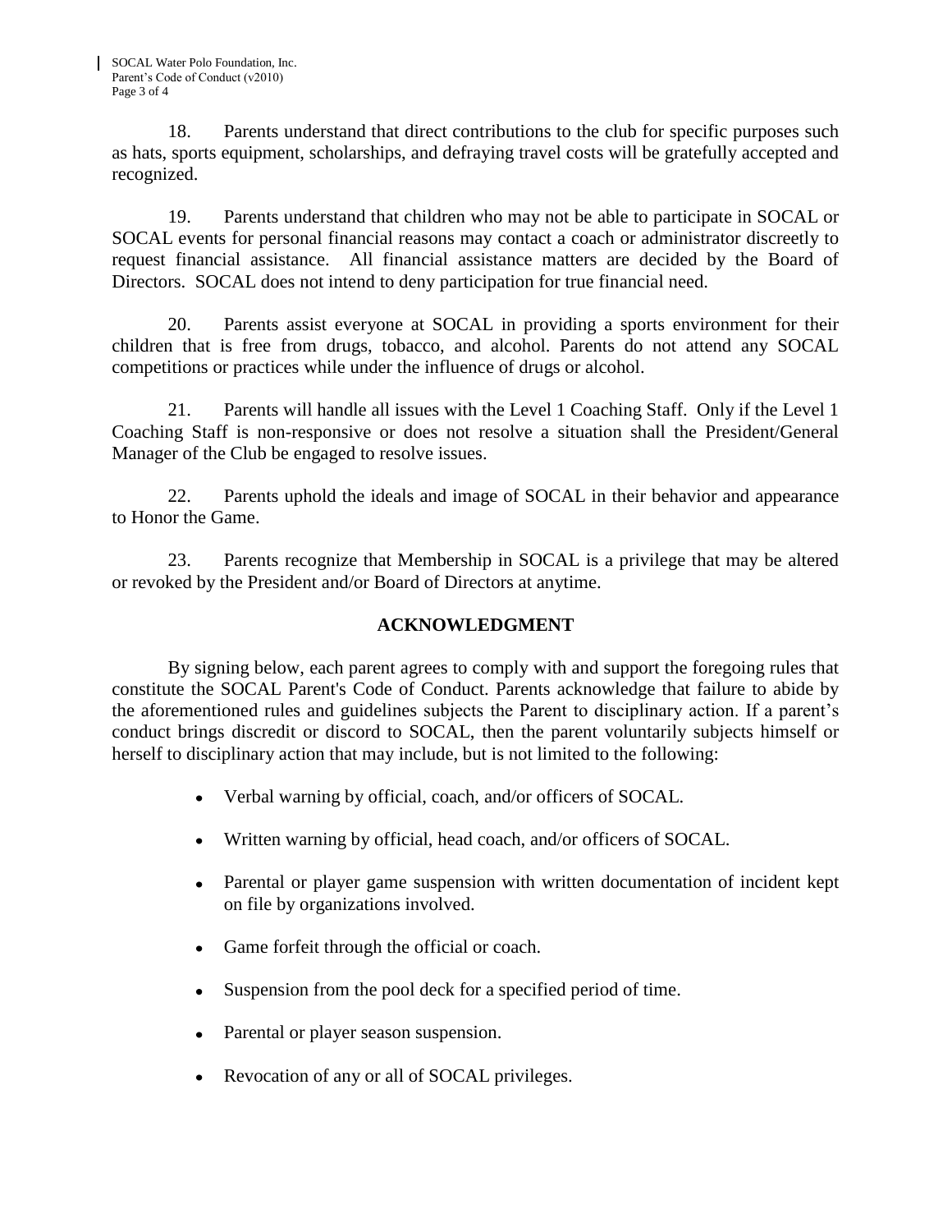18. Parents understand that direct contributions to the club for specific purposes such as hats, sports equipment, scholarships, and defraying travel costs will be gratefully accepted and recognized.

19. Parents understand that children who may not be able to participate in SOCAL or SOCAL events for personal financial reasons may contact a coach or administrator discreetly to request financial assistance. All financial assistance matters are decided by the Board of Directors. SOCAL does not intend to deny participation for true financial need.

20. Parents assist everyone at SOCAL in providing a sports environment for their children that is free from drugs, tobacco, and alcohol. Parents do not attend any SOCAL competitions or practices while under the influence of drugs or alcohol.

21. Parents will handle all issues with the Level 1 Coaching Staff. Only if the Level 1 Coaching Staff is non-responsive or does not resolve a situation shall the President/General Manager of the Club be engaged to resolve issues.

22. Parents uphold the ideals and image of SOCAL in their behavior and appearance to Honor the Game.

23. Parents recognize that Membership in SOCAL is a privilege that may be altered or revoked by the President and/or Board of Directors at anytime.

## ACKNOWLEDGMENT

By signing below, each parent agrees to comply with and support the foregoing rules that constitute the SOCAL Parent's Code of Conduct. Parents acknowledge that failure to abide by the aforementioned rules and guidelines subjects the Parent to disciplinary action. If a parent's conduct brings discredit or discord to SOCAL, then the parent voluntarily subjects himself or herself to disciplinary action that may include, but is not limited to the following:

- Verbal warning by official, coach, and/or officers of SOCAL.
- Written warning by official, head coach, and/or officers of SOCAL.
- Parental or player game suspension with written documentation of incident kept on file by organizations involved.
- Game forfeit through the official or coach.
- Suspension from the pool deck for a specified period of time.
- Parental or player season suspension.
- Revocation of any or all of SOCAL privileges.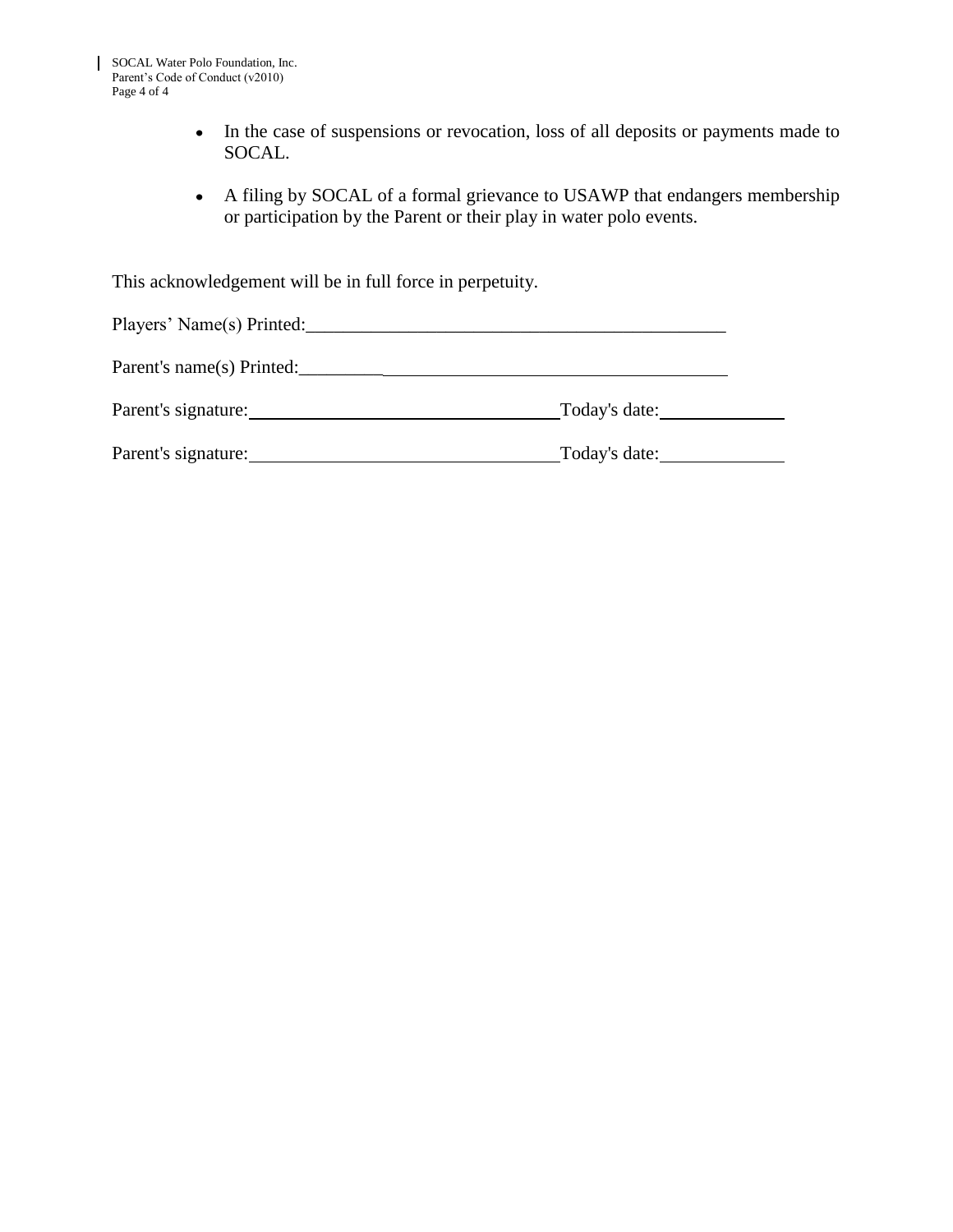- In the case of suspensions or revocation, loss of all deposits or payments made to SOCAL.

- A filing by SOCAL of a formal grievance to USAWP that endangers membership or participation by the Parent or their play in water polo events.

This acknowledgement will be in full force in perpetuity.

Players' Name(s) Printed:_____________________________________________

Parent's name(s) Printed:_____________________________________________

Parent's signature:__________________________________ Today's date:_____________

Parent's signature:__________________________________ Today's date:_____________